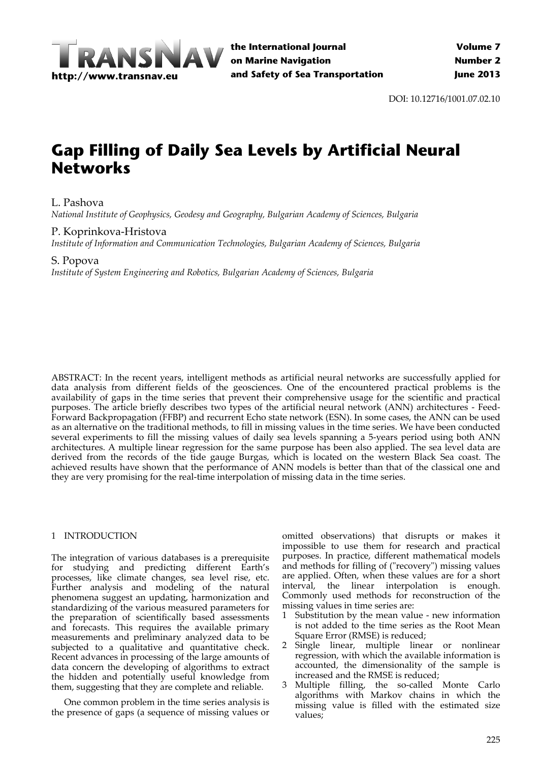DOI: 10.12716/1001.07.02.10

# Gap Filling of Daily Sea Levels by Artificial Neural Networks

L. Pashova
*National Institute of Geophysics, Geodesy and Geography, Bulgarian Academy of Sciences, Bulgaria*

P. Koprinkova-Hristova
*Institute of Information and Communication Technologies, Bulgarian Academy of Sciences, Bulgaria*

S. Popova
*Institute of System Engineering and Robotics, Bulgarian Academy of Sciences, Bulgaria*

ABSTRACT: In the recent years, intelligent methods as artificial neural networks are successfully applied for data analysis from different fields of the geosciences. One of the encountered practical problems is the availability of gaps in the time series that prevent their comprehensive usage for the scientific and practical purposes. The article briefly describes two types of the artificial neural network (ANN) architectures - Feed-Forward Backpropagation (FFBP) and recurrent Echo state network (ESN). In some cases, the ANN can be used as an alternative on the traditional methods, to fill in missing values in the time series. We have been conducted several experiments to fill the missing values of daily sea levels spanning a 5-years period using both ANN architectures. A multiple linear regression for the same purpose has been also applied. The sea level data are derived from the records of the tide gauge Burgas, which is located on the western Black Sea coast. The achieved results have shown that the performance of ANN models is better than that of the classical one and they are very promising for the real-time interpolation of missing data in the time series.

## 1 INTRODUCTION

The integration of various databases is a prerequisite for studying and predicting different Earth's processes, like climate changes, sea level rise, etc. Further analysis and modeling of the natural phenomena suggest an updating, harmonization and standardizing of the various measured parameters for the preparation of scientifically based assessments and forecasts. This requires the available primary measurements and preliminary analyzed data to be subjected to a qualitative and quantitative check. Recent advances in processing of the large amounts of data concern the developing of algorithms to extract the hidden and potentially useful knowledge from them, suggesting that they are complete and reliable.

One common problem in the time series analysis is the presence of gaps (a sequence of missing values or omitted observations) that disrupts or makes it impossible to use them for research and practical purposes. In practice, different mathematical models and methods for filling of ("recovery") missing values are applied. Often, when these values are for a short interval, the linear interpolation is enough. Commonly used methods for reconstruction of the missing values in time series are:

1. Substitution by the mean value - new information is not added to the time series as the Root Mean Square Error (RMSE) is reduced;
2. Single linear, multiple linear or nonlinear regression, with which the available information is accounted, the dimensionality of the sample is increased and the RMSE is reduced;
3. Multiple filling, the so-called Monte Carlo algorithms with Markov chains in which the missing value is filled with the estimated size values;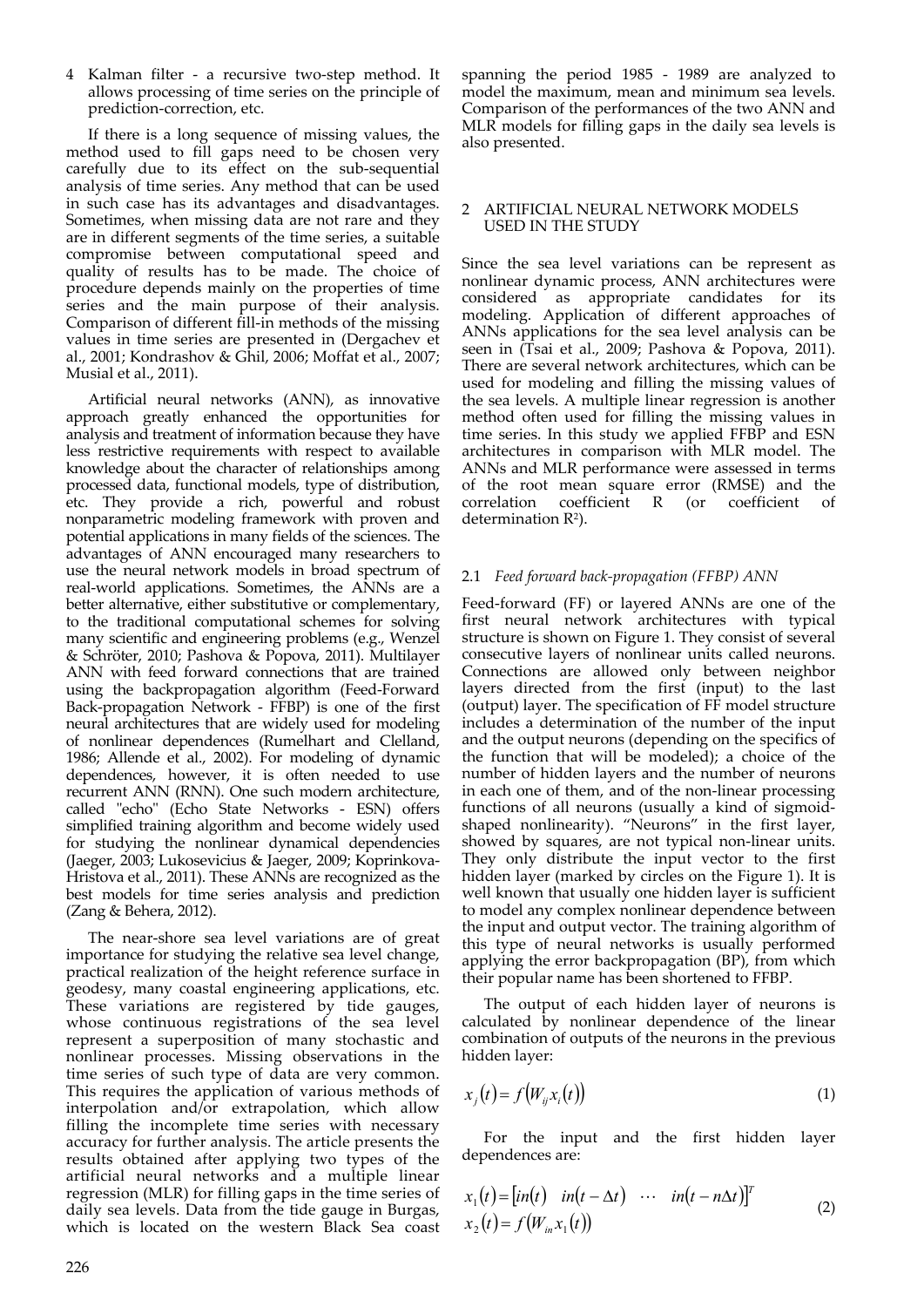4 Kalman filter - a recursive two-step method. It allows processing of time series on the principle of prediction-correction, etc.

If there is a long sequence of missing values, the method used to fill gaps need to be chosen very carefully due to its effect on the sub-sequential analysis of time series. Any method that can be used in such case has its advantages and disadvantages. Sometimes, when missing data are not rare and they are in different segments of the time series, a suitable compromise between computational speed and quality of results has to be made. The choice of procedure depends mainly on the properties of time series and the main purpose of their analysis. Comparison of different fill-in methods of the missing values in time series are presented in (Dergachev et al., 2001; Kondrashov & Ghil, 2006; Moffat et al., 2007; Musial et al., 2011).

Artificial neural networks (ANN), as innovative approach greatly enhanced the opportunities for analysis and treatment of information because they have less restrictive requirements with respect to available knowledge about the character of relationships among processed data, functional models, type of distribution, etc. They provide a rich, powerful and robust nonparametric modeling framework with proven and potential applications in many fields of the sciences. The advantages of ANN encouraged many researchers to use the neural network models in broad spectrum of real-world applications. Sometimes, the ANNs are a better alternative, either substitutive or complementary, to the traditional computational schemes for solving many scientific and engineering problems (e.g., Wenzel & Schröter, 2010; Pashova & Popova, 2011). Multilayer ANN with feed forward connections that are trained using the backpropagation algorithm (Feed-Forward Back-propagation Network - FFBP) is one of the first neural architectures that are widely used for modeling of nonlinear dependences (Rumelhart and Clelland, 1986; Allende et al., 2002). For modeling of dynamic dependences, however, it is often needed to use recurrent ANN (RNN). One such modern architecture, called "echo" (Echo State Networks - ESN) offers simplified training algorithm and become widely used for studying the nonlinear dynamical dependencies (Jaeger, 2003; Lukosevicius & Jaeger, 2009; Koprinkova-Hristova et al., 2011). These ANNs are recognized as the best models for time series analysis and prediction (Zang & Behera, 2012).

The near-shore sea level variations are of great importance for studying the relative sea level change, practical realization of the height reference surface in geodesy, many coastal engineering applications, etc. These variations are registered by tide gauges, whose continuous registrations of the sea level represent a superposition of many stochastic and nonlinear processes. Missing observations in the time series of such type of data are very common. This requires the application of various methods of interpolation and/or extrapolation, which allow filling the incomplete time series with necessary accuracy for further analysis. The article presents the results obtained after applying two types of the artificial neural networks and a multiple linear regression (MLR) for filling gaps in the time series of daily sea levels. Data from the tide gauge in Burgas, which is located on the western Black Sea coast spanning the period 1985 - 1989 are analyzed to model the maximum, mean and minimum sea levels. Comparison of the performances of the two ANN and MLR models for filling gaps in the daily sea levels is also presented.

## 2 ARTIFICIAL NEURAL NETWORK MODELS USED IN THE STUDY

Since the sea level variations can be represent as nonlinear dynamic process, ANN architectures were considered as appropriate candidates for its modeling. Application of different approaches of ANNs applications for the sea level analysis can be seen in (Tsai et al., 2009; Pashova & Popova, 2011). There are several network architectures, which can be used for modeling and filling the missing values of the sea levels. A multiple linear regression is another method often used for filling the missing values in time series. In this study we applied FFBP and ESN architectures in comparison with MLR model. The ANNs and MLR performance were assessed in terms of the root mean square error (RMSE) and the correlation coefficient R (or coefficient of determination $R^2$).

### 2.1 *Feed forward back-propagation (FFBP) ANN*

Feed-forward (FF) or layered ANNs are one of the first neural network architectures with typical structure is shown on Figure 1. They consist of several consecutive layers of nonlinear units called neurons. Connections are allowed only between neighbor layers directed from the first (input) to the last (output) layer. The specification of FF model structure includes a determination of the number of the input and the output neurons (depending on the specifics of the function that will be modeled); a choice of the number of hidden layers and the number of neurons in each one of them, and of the non-linear processing functions of all neurons (usually a kind of sigmoid-shaped nonlinearity). "Neurons" in the first layer, showed by squares, are not typical non-linear units. They only distribute the input vector to the first hidden layer (marked by circles on the Figure 1). It is well known that usually one hidden layer is sufficient to model any complex nonlinear dependence between the input and output vector. The training algorithm of this type of neural networks is usually performed applying the error backpropagation (BP), from which their popular name has been shortened to FFBP.

The output of each hidden layer of neurons is calculated by nonlinear dependence of the linear combination of outputs of the neurons in the previous hidden layer:

$$x_j(t) = f\left(W_{ij} x_i(t)\right) \tag{1}$$

For the input and the first hidden layer dependences are:

$$\begin{aligned} x_1(t) &= \left[in(t) \quad in(t-\Delta t) \quad \cdots \quad in(t-n\Delta t)\right]^T \\ x_2(t) &= f\left(W_{in} x_1(t)\right) \end{aligned} \tag{2}$$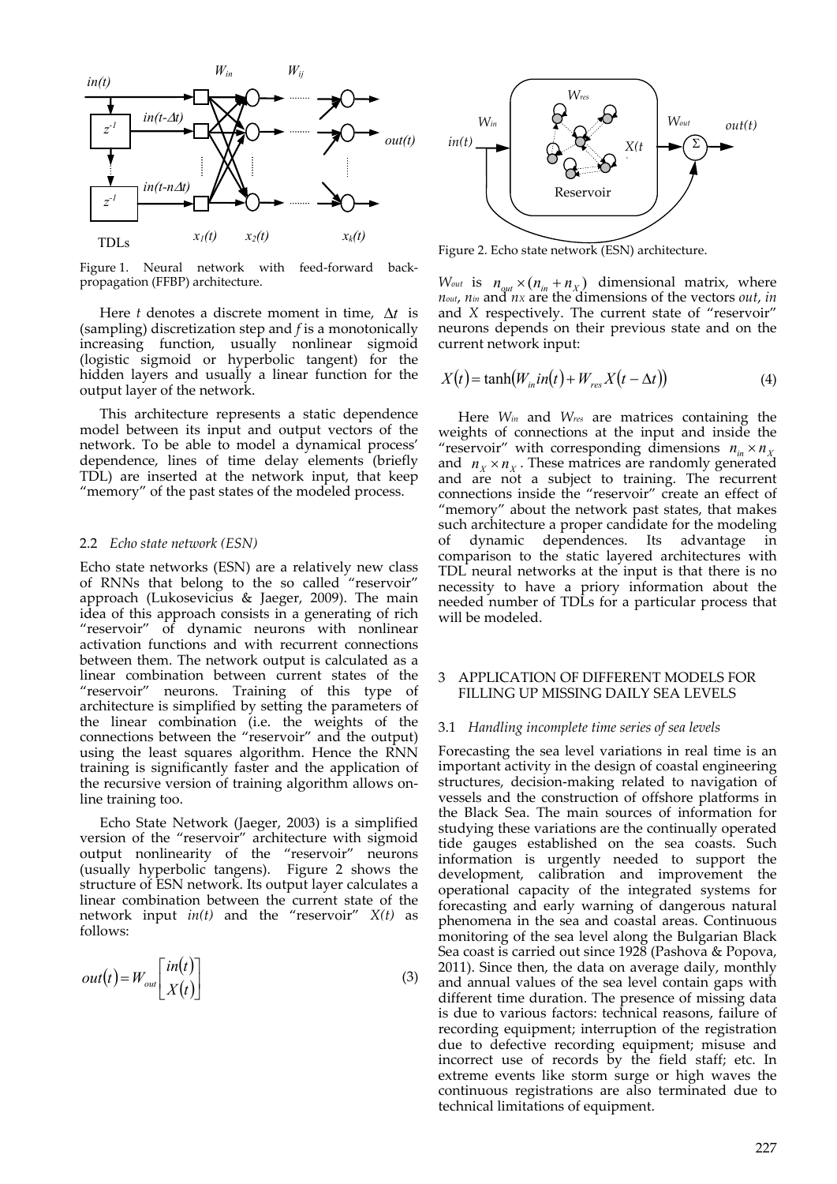Figure 1. Neural network with feed-forward back-propagation (FFBP) architecture.

Here $t$ denotes a discrete moment in time, $\Delta t$ is (sampling) discretization step and $f$ is a monotonically increasing function, usually nonlinear sigmoid (logistic sigmoid or hyperbolic tangent) for the hidden layers and usually a linear function for the output layer of the network.

This architecture represents a static dependence model between its input and output vectors of the network. To be able to model a dynamical process' dependence, lines of time delay elements (briefly TDL) are inserted at the network input, that keep "memory" of the past states of the modeled process.

### 2.2 *Echo state network (ESN)*

Echo state networks (ESN) are a relatively new class of RNNs that belong to the so called "reservoir" approach (Lukosevicius & Jaeger, 2009). The main idea of this approach consists in a generating of rich "reservoir" of dynamic neurons with nonlinear activation functions and with recurrent connections between them. The network output is calculated as a linear combination between current states of the "reservoir" neurons. Training of this type of architecture is simplified by setting the parameters of the linear combination (i.e. the weights of the connections between the "reservoir" and the output) using the least squares algorithm. Hence the RNN training is significantly faster and the application of the recursive version of training algorithm allows on-line training too.

Echo State Network (Jaeger, 2003) is a simplified version of the "reservoir" architecture with sigmoid output nonlinearity of the "reservoir" neurons (usually hyperbolic tangens). Figure 2 shows the structure of ESN network. Its output layer calculates a linear combination between the current state of the network input $in(t)$ and the "reservoir" $X(t)$ as follows:

$$out(t) = W_{out}\begin{bmatrix} in(t) \\ X(t) \end{bmatrix} \tag{3}$$

Figure 2. Echo state network (ESN) architecture.

$W_{out}$ is $n_{out} \times (n_{in} + n_X)$ dimensional matrix, where $n_{out}$, $n_{in}$ and $n_X$ are the dimensions of the vectors *out*, *in* and *X* respectively. The current state of "reservoir" neurons depends on their previous state and on the current network input:

$$X(t) = \tanh\left(W_{in}in(t) + W_{res}X(t - \Delta t)\right) \tag{4}$$

Here $W_{in}$ and $W_{res}$ are matrices containing the weights of connections at the input and inside the "reservoir" with corresponding dimensions $n_{in} \times n_X$ and $n_X \times n_X$. These matrices are randomly generated and are not a subject to training. The recurrent connections inside the "reservoir" create an effect of "memory" about the network past states, that makes such architecture a proper candidate for the modeling of dynamic dependences. Its advantage in comparison to the static layered architectures with TDL neural networks at the input is that there is no necessity to have a priory information about the needed number of TDLs for a particular process that will be modeled.

## 3 APPLICATION OF DIFFERENT MODELS FOR FILLING UP MISSING DAILY SEA LEVELS

### 3.1 *Handling incomplete time series of sea levels*

Forecasting the sea level variations in real time is an important activity in the design of coastal engineering structures, decision-making related to navigation of vessels and the construction of offshore platforms in the Black Sea. The main sources of information for studying these variations are the continually operated tide gauges established on the sea coasts. Such information is urgently needed to support the development, calibration and improvement the operational capacity of the integrated systems for forecasting and early warning of dangerous natural phenomena in the sea and coastal areas. Continuous monitoring of the sea level along the Bulgarian Black Sea coast is carried out since 1928 (Pashova & Popova, 2011). Since then, the data on average daily, monthly and annual values of the sea level contain gaps with different time duration. The presence of missing data is due to various factors: technical reasons, failure of recording equipment; interruption of the registration due to defective recording equipment; misuse and incorrect use of records by the field staff; etc. In extreme events like storm surge or high waves the continuous registrations are also terminated due to technical limitations of equipment.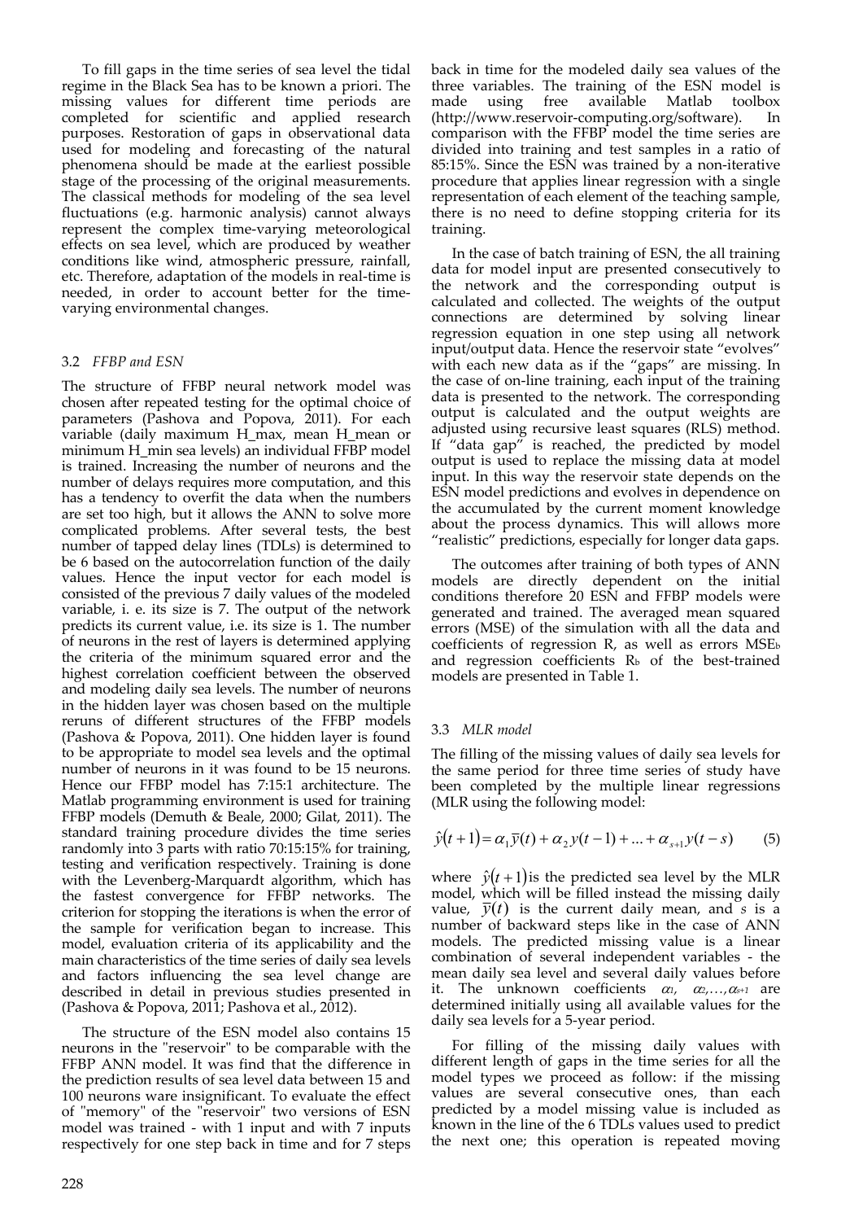To fill gaps in the time series of sea level the tidal regime in the Black Sea has to be known a priori. The missing values for different time periods are completed for scientific and applied research purposes. Restoration of gaps in observational data used for modeling and forecasting of the natural phenomena should be made at the earliest possible stage of the processing of the original measurements. The classical methods for modeling of the sea level fluctuations (e.g. harmonic analysis) cannot always represent the complex time-varying meteorological effects on sea level, which are produced by weather conditions like wind, atmospheric pressure, rainfall, etc. Therefore, adaptation of the models in real-time is needed, in order to account better for the time-varying environmental changes.

### 3.2 *FFBP and ESN*

The structure of FFBP neural network model was chosen after repeated testing for the optimal choice of parameters (Pashova and Popova, 2011). For each variable (daily maximum H_max, mean H_mean or minimum H_min sea levels) an individual FFBP model is trained. Increasing the number of neurons and the number of delays requires more computation, and this has a tendency to overfit the data when the numbers are set too high, but it allows the ANN to solve more complicated problems. After several tests, the best number of tapped delay lines (TDLs) is determined to be 6 based on the autocorrelation function of the daily values. Hence the input vector for each model is consisted of the previous 7 daily values of the modeled variable, i. e. its size is 7. The output of the network predicts its current value, i.e. its size is 1. The number of neurons in the rest of layers is determined applying the criteria of the minimum squared error and the highest correlation coefficient between the observed and modeling daily sea levels. The number of neurons in the hidden layer was chosen based on the multiple reruns of different structures of the FFBP models (Pashova & Popova, 2011). One hidden layer is found to be appropriate to model sea levels and the optimal number of neurons in it was found to be 15 neurons. Hence our FFBP model has 7:15:1 architecture. The Matlab programming environment is used for training FFBP models (Demuth & Beale, 2000; Gilat, 2011). The standard training procedure divides the time series randomly into 3 parts with ratio 70:15:15% for training, testing and verification respectively. Training is done with the Levenberg-Marquardt algorithm, which has the fastest convergence for FFBP networks. The criterion for stopping the iterations is when the error of the sample for verification began to increase. This model, evaluation criteria of its applicability and the main characteristics of the time series of daily sea levels and factors influencing the sea level change are described in detail in previous studies presented in (Pashova & Popova, 2011; Pashova et al., 2012).

The structure of the ESN model also contains 15 neurons in the "reservoir" to be comparable with the FFBP ANN model. It was find that the difference in the prediction results of sea level data between 15 and 100 neurons wasre insignificant. To evaluate the effect of "memory" of the "reservoir" two versions of ESN model was trained - with 1 input and with 7 inputs respectively for one step back in time and for 7 steps back in time for the modeled daily sea values of the three variables. The training of the ESN model is made using free available Matlab toolbox (http://www.reservoir-computing.org/software). In comparison with the FFBP model the time series are divided into training and test samples in a ratio of 85:15%. Since the ESN was trained by a non-iterative procedure that applies linear regression with a single representation of each element of the teaching sample, there is no need to define stopping criteria for its training.

In the case of batch training of ESN, the all training data for model input are presented consecutively to the network and the corresponding output is calculated and collected. The weights of the output connections are determined by solving linear regression equation in one step using all network input/output data. Hence the reservoir state "evolves" with each new data as if the "gaps" are missing. In the case of on-line training, each input of the training data is presented to the network. The corresponding output is calculated and the output weights are adjusted using recursive least squares (RLS) method. If "data gap" is reached, the predicted by model output is used to replace the missing data at model input. In this way the reservoir state depends on the ESN model predictions and evolves in dependence on the accumulated by the current moment knowledge about the process dynamics. This will allows more "realistic" predictions, especially for longer data gaps.

The outcomes after training of both types of ANN models are directly dependent on the initial conditions therefore 20 ESN and FFBP models were generated and trained. The averaged mean squared errors (MSE) of the simulation with all the data and coefficients of regression R, as well as errors $MSE_b$ and regression coefficients $R_b$ of the best-trained models are presented in Table 1.

### 3.3 *MLR model*

The filling of the missing values of daily sea levels for the same period for three time series of study have been completed by the multiple linear regressions (MLR using the following model:

$$\hat{y}(t+1) = \alpha_1 \overline{y}(t) + \alpha_2 y(t-1) + ... + \alpha_{s+1} y(t-s) \qquad (5)$$

where $\hat{y}(t+1)$ is the predicted sea level by the MLR model, which will be filled instead the missing daily value, $\overline{y}(t)$ is the current daily mean, and $s$ is a number of backward steps like in the case of ANN models. The predicted missing value is a linear combination of several independent variables - the mean daily sea level and several daily values before it. The unknown coefficients $\alpha_1$, $\alpha_2, \ldots, \alpha_{s+1}$ are determined initially using all available values for the daily sea levels for a 5-year period.

For filling of the missing daily values with different length of gaps in the time series for all the model types we proceed as follow: if the missing values are several consecutive ones, than each predicted by a model missing value is included as known in the line of the 6 TDLs values used to predict the next one; this operation is repeated moving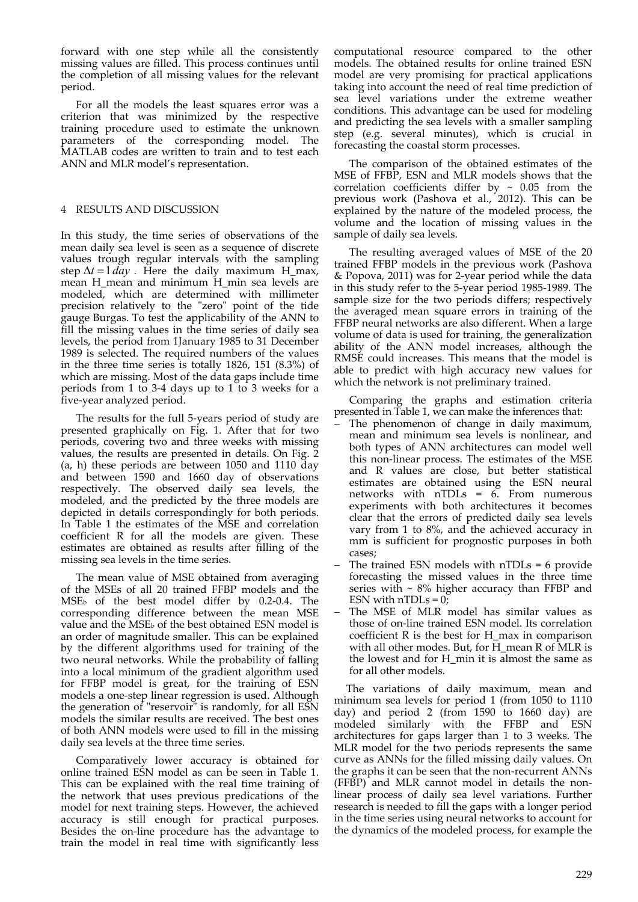forward with one step while all the consistently missing values are filled. This process continues until the completion of all missing values for the relevant period.

For all the models the least squares error was a criterion that was minimized by the respective training procedure used to estimate the unknown parameters of the corresponding model. The MATLAB codes are written to train and to test each ANN and MLR model's representation.

## 4 RESULTS AND DISCUSSION

In this study, the time series of observations of the mean daily sea level is seen as a sequence of discrete values trough regular intervals with the sampling step $\Delta t = 1\,day$ . Here the daily maximum H_max, mean H_mean and minimum H_min sea levels are modeled, which are determined with millimeter precision relatively to the "zero" point of the tide gauge Burgas. To test the applicability of the ANN to fill the missing values in the time series of daily sea levels, the period from 1January 1985 to 31 December 1989 is selected. The required numbers of the values in the three time series is totally 1826, 151 (8.3%) of which are missing. Most of the data gaps include time periods from 1 to 3-4 days up to 1 to 3 weeks for a five-year analyzed period.

The results for the full 5-years period of study are presented graphically on Fig. 1. After that for two periods, covering two and three weeks with missing values, the results are presented in details. On Fig. 2 (a, h) these periods are between 1050 and 1110 day and between 1590 and 1660 day of observations respectively. The observed daily sea levels, the modeled, and the predicted by the three models are depicted in details correspondingly for both periods. In Table 1 the estimates of the MSE and correlation coefficient R for all the models are given. These estimates are obtained as results after filling of the missing sea levels in the time series.

The mean value of MSE obtained from averaging of the MSEs of all 20 trained FFBP models and the $MSE_b$ of the best model differ by 0.2-0.4. The corresponding difference between the mean MSE value and the $MSE_b$ of the best obtained ESN model is an order of magnitude smaller. This can be explained by the different algorithms used for training of the two neural networks. While the probability of falling into a local minimum of the gradient algorithm used for FFBP model is great, for the training of ESN models a one-step linear regression is used. Although the generation of "reservoir" is randomly, for all ESN models the similar results are received. The best ones of both ANN models were used to fill in the missing daily sea levels at the three time series.

Comparatively lower accuracy is obtained for online trained ESN model as can be seen in Table 1. This can be explained with the real time training of the network that uses previous predications of the model for next training steps. However, the achieved accuracy is still enough for practical purposes. Besides the on-line procedure has the advantage to train the model in real time with significantly less computational resource compared to the other models. The obtained results for online trained ESN model are very promising for practical applications taking into account the need of real time prediction of sea level variations under the extreme weather conditions. This advantage can be used for modeling and predicting the sea levels with a smaller sampling step (e.g. several minutes), which is crucial in forecasting the coastal storm processes.

The comparison of the obtained estimates of the MSE of FFBP, ESN and MLR models shows that the correlation coefficients differ by ~ 0.05 from the previous work (Pashova et al., 2012). This can be explained by the nature of the modeled process, the volume and the location of missing values in the sample of daily sea levels.

The resulting averaged values of MSE of the 20 trained FFBP models in the previous work (Pashova & Popova, 2011) was for 2-year period while the data in this study refer to the 5-year period 1985-1989. The sample size for the two periods differs; respectively the averaged mean square errors in training of the FFBP neural networks are also different. When a large volume of data is used for training, the generalization ability of the ANN model increases, although the RMSE could increases. This means that the model is able to predict with high accuracy new values for which the network is not preliminary trained.

Comparing the graphs and estimation criteria presented in Table 1, we can make the inferences that:

- The phenomenon of change in daily maximum, mean and minimum sea levels is nonlinear, and both types of ANN architectures can model well this non-linear process. The estimates of the MSE and R values are close, but better statistical estimates are obtained using the ESN neural networks with nTDLs = 6. From numerous experiments with both architectures it becomes clear that the errors of predicted daily sea levels vary from 1 to 8%, and the achieved accuracy in mm is sufficient for prognostic purposes in both cases;
- The trained ESN models with nTDLs = 6 provide forecasting the missed values in the three time series with ~ 8% higher accuracy than FFBP and ESN with nTDLs = 0;
- The MSE of MLR model has similar values as those of on-line trained ESN model. Its correlation coefficient R is the best for H_max in comparison with all other modes. But, for H_mean R of MLR is the lowest and for H_min it is almost the same as for all other models.

The variations of daily maximum, mean and minimum sea levels for period 1 (from 1050 to 1110 day) and period 2 (from 1590 to 1660 day) are modeled similarly with the FFBP and ESN architectures for gaps larger than 1 to 3 weeks. The MLR model for the two periods represents the same curve as ANNs for the filled missing daily values. On the graphs it can be seen that the non-recurrent ANNs (FFBP) and MLR cannot model in details the non-linear process of daily sea level variations. Further research is needed to fill the gaps with a longer period in the time series using neural networks to account for the dynamics of the modeled process, for example the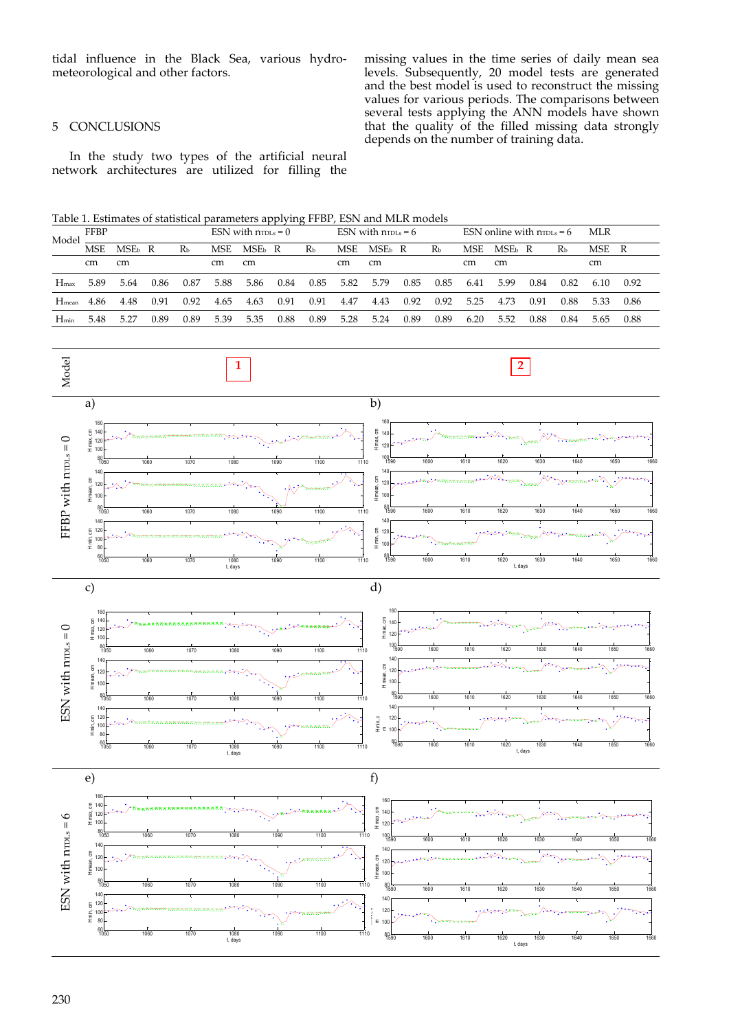tidal influence in the Black Sea, various hydro-meteorological and other factors.

## 5 CONCLUSIONS

In the study two types of the artificial neural network architectures are utilized for filling the missing values in the time series of daily mean sea levels. Subsequently, 20 model tests are generated and the best model is used to reconstruct the missing values for various periods. The comparisons between several tests applying the ANN models have shown that the quality of the filled missing data strongly depends on the number of training data.

Table 1. Estimates of statistical parameters applying FFBP, ESN and MLR models

| Model | FFBP | | | | ESN with $n_{TDLs} = 0$ | | | | ESN with $n_{TDLs} = 6$ | | | | ESN online with $n_{TDLs} = 6$ | | | | MLR | |
|---|---|---|---|---|---|---|---|---|---|---|---|---|---|---|---|---|---|---|
| | MSE | $MSE_b$ | R | $R_b$ | MSE | $MSE_b$ | R | $R_b$ | MSE | $MSE_b$ | R | $R_b$ | MSE | $MSE_b$ | R | $R_b$ | MSE | R |
| | cm | cm | | | cm | cm | | | cm | cm | | | cm | cm | | | cm | |
| $H_{max}$ | 5.89 | 5.64 | 0.86 | 0.87 | 5.88 | 5.86 | 0.84 | 0.85 | 5.82 | 5.79 | 0.85 | 0.85 | 6.41 | 5.99 | 0.84 | 0.82 | 6.10 | 0.92 |
| $H_{mean}$ | 4.86 | 4.48 | 0.91 | 0.92 | 4.65 | 4.63 | 0.91 | 0.91 | 4.47 | 4.43 | 0.92 | 0.92 | 5.25 | 4.73 | 0.91 | 0.88 | 5.33 | 0.86 |
| $H_{min}$ | 5.48 | 5.27 | 0.89 | 0.89 | 5.39 | 5.35 | 0.88 | 0.89 | 5.28 | 5.24 | 0.89 | 0.89 | 6.20 | 5.52 | 0.88 | 0.84 | 5.65 | 0.88 |

| Model | 1 | 2 |
|---|---|---|
| FFBP with $n_{TDLs} = 0$ | a) | b) |
| ESN with $n_{TDLs} = 0$ | c) | d) |
| ESN with $n_{TDLs} = 6$ | e) | f) |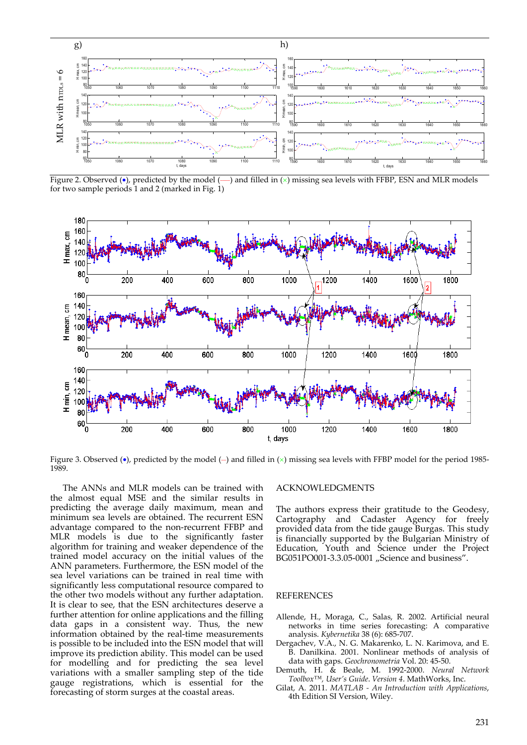Figure 2. Observed (•), predicted by the model (—) and filled in (×) missing sea levels with FFBP, ESN and MLR models for two sample periods 1 and 2 (marked in Fig. 1)

Figure 3. Observed (•), predicted by the model (–) and filled in (×) missing sea levels with FFBP model for the period 1985-1989.

The ANNs and MLR models can be trained with the almost equal MSE and the similar results in predicting the average daily maximum, mean and minimum sea levels are obtained. The recurrent ESN advantage compared to the non-recurrent FFBP and MLR models is due to the significantly faster algorithm for training and weaker dependence of the trained model accuracy on the initial values of the ANN parameters. Furthermore, the ESN model of the sea level variations can be trained in real time with significantly less computational resource compared to the other two models without any further adaptation. It is clear to see, that the ESN architectures deserve a further attention for online applications and the filling data gaps in a consistent way. Thus, the new information obtained by the real-time measurements is possible to be included into the ESN model that will improve its prediction ability. This model can be used for modelling and for predicting the sea level variations with a smaller sampling step of the tide gauge registrations, which is essential for the forecasting of storm surges at the coastal areas.

## ACKNOWLEDGMENTS

The authors express their gratitude to the Geodesy, Cartography and Cadaster Agency for freely provided data from the tide gauge Burgas. This study is financially supported by the Bulgarian Ministry of Education, Youth and Science under the Project BG051PO001-3.3.05-0001 „Science and business".

## REFERENCES

Allende, H., Moraga, C., Salas, R. 2002. Artificial neural networks in time series forecasting: A comparative analysis. *Kybernetika* 38 (6): 685-707.

Dergachev, V.A., N. G. Makarenko, L. N. Karimova, and E. B. Danilkina. 2001. Nonlinear methods of analysis of data with gaps. *Geochronometria* Vol. 20: 45-50.

Demuth, H. & Beale, M. 1992-2000. *Neural Network Toolbox™, User's Guide. Version 4*. MathWorks, Inc.

Gilat, A. 2011. *MATLAB - An Introduction with Applications*, 4th Edition SI Version, Wiley.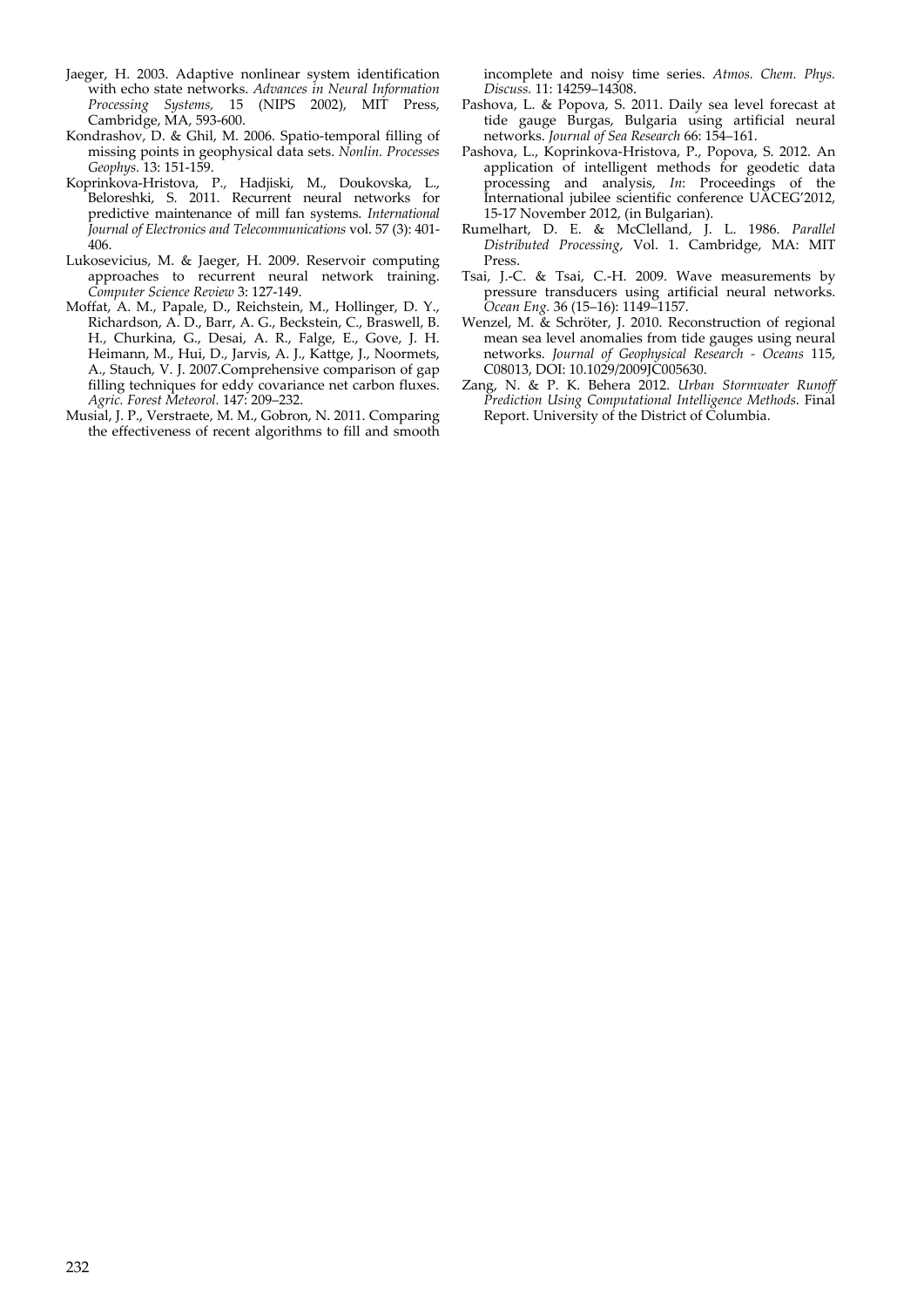Jaeger, H. 2003. Adaptive nonlinear system identification with echo state networks. *Advances in Neural Information Processing Systems*, 15 (NIPS 2002), MIT Press, Cambridge, MA, 593-600.

Kondrashov, D. & Ghil, M. 2006. Spatio-temporal filling of missing points in geophysical data sets. *Nonlin. Processes Geophys.* 13: 151-159.

Koprinkova-Hristova, P., Hadjiski, M., Doukovska, L., Beloreshki, S. 2011. Recurrent neural networks for predictive maintenance of mill fan systems. *International Journal of Electronics and Telecommunications* vol. 57 (3): 401-406.

Lukosevicius, M. & Jaeger, H. 2009. Reservoir computing approaches to recurrent neural network training. *Computer Science Review* 3: 127-149.

Moffat, A. M., Papale, D., Reichstein, M., Hollinger, D. Y., Richardson, A. D., Barr, A. G., Beckstein, C., Braswell, B. H., Churkina, G., Desai, A. R., Falge, E., Gove, J. H. Heimann, M., Hui, D., Jarvis, A. J., Kattge, J., Noormets, A., Stauch, V. J. 2007.Comprehensive comparison of gap filling techniques for eddy covariance net carbon fluxes. *Agric. Forest Meteorol.* 147: 209–232.

Musial, J. P., Verstraete, M. M., Gobron, N. 2011. Comparing the effectiveness of recent algorithms to fill and smooth incomplete and noisy time series. *Atmos. Chem. Phys. Discuss.* 11: 14259–14308.

Pashova, L. & Popova, S. 2011. Daily sea level forecast at tide gauge Burgas, Bulgaria using artificial neural networks. *Journal of Sea Research* 66: 154–161.

Pashova, L., Koprinkova-Hristova, P., Popova, S. 2012. An application of intelligent methods for geodetic data processing and analysis, *In*: Proceedings of the International jubilee scientific conference UACEG'2012, 15-17 November 2012, (in Bulgarian).

Rumelhart, D. E. & McClelland, J. L. 1986. *Parallel Distributed Processing*, Vol. 1. Cambridge, MA: MIT Press.

Tsai, J.-C. & Tsai, C.-H. 2009. Wave measurements by pressure transducers using artificial neural networks. *Ocean Eng.* 36 (15–16): 1149–1157.

Wenzel, M. & Schröter, J. 2010. Reconstruction of regional mean sea level anomalies from tide gauges using neural networks. *Journal of Geophysical Research - Oceans* 115, C08013, DOI: 10.1029/2009JC005630.

Zang, N. & P. K. Behera 2012. *Urban Stormwater Runoff Prediction Using Computational Intelligence Methods*. Final Report. University of the District of Columbia.